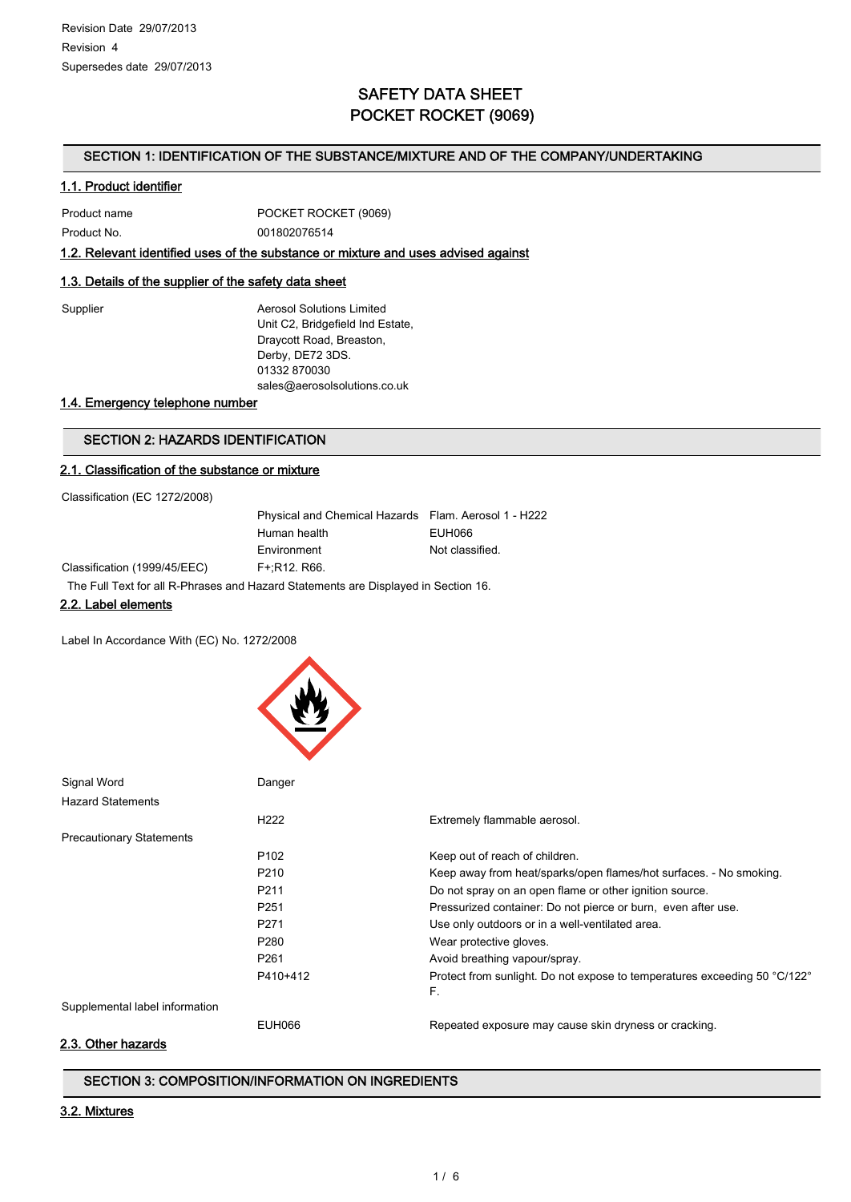Revision Date 29/07/2013

Revision 4

Supersedes date 29/07/2013

# SAFETY DATA SHEET
# POCKET ROCKET (9069)

## SECTION 1: IDENTIFICATION OF THE SUBSTANCE/MIXTURE AND OF THE COMPANY/UNDERTAKING

### 1.1. Product identifier

| | |
|---|---|
| Product name | POCKET ROCKET (9069) |
| Product No. | 001802076514 |

### 1.2. Relevant identified uses of the substance or mixture and uses advised against

### 1.3. Details of the supplier of the safety data sheet

Supplier

Aerosol Solutions Limited
Unit C2, Bridgefield Ind Estate,
Draycott Road, Breaston,
Derby, DE72 3DS.
01332 870030
sales@aerosolsolutions.co.uk

### 1.4. Emergency telephone number

## SECTION 2: HAZARDS IDENTIFICATION

### 2.1. Classification of the substance or mixture

Classification (EC 1272/2008)

| | |
|---|---|
| Physical and Chemical Hazards | Flam. Aerosol 1 - H222 |
| Human health | EUH066 |
| Environment | Not classified. |

Classification (1999/45/EEC) F+;R12. R66.

The Full Text for all R-Phrases and Hazard Statements are Displayed in Section 16.

### 2.2. Label elements

Label In Accordance With (EC) No. 1272/2008

Signal Word: Danger

Hazard Statements

| | |
|---|---|
| H222 | Extremely flammable aerosol. |

Precautionary Statements

| | |
|---|---|
| P102 | Keep out of reach of children. |
| P210 | Keep away from heat/sparks/open flames/hot surfaces. - No smoking. |
| P211 | Do not spray on an open flame or other ignition source. |
| P251 | Pressurized container: Do not pierce or burn, even after use. |
| P271 | Use only outdoors or in a well-ventilated area. |
| P280 | Wear protective gloves. |
| P261 | Avoid breathing vapour/spray. |
| P410+412 | Protect from sunlight. Do not expose to temperatures exceeding 50 °C/122° F. |

Supplemental label information

| | |
|---|---|
| EUH066 | Repeated exposure may cause skin dryness or cracking. |

### 2.3. Other hazards

## SECTION 3: COMPOSITION/INFORMATION ON INGREDIENTS

### 3.2. Mixtures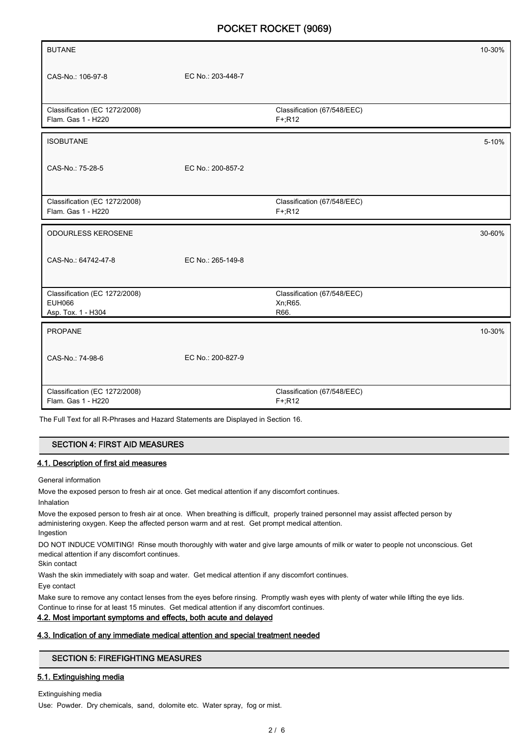| BUTANE | | | 10-30% |
| --- | --- | --- | --- |
| CAS-No.: 106-97-8 | EC No.: 203-448-7 | | |
| Classification (EC 1272/2008)<br>Flam. Gas 1 - H220 | | Classification (67/548/EEC)<br>F+;R12 | |

| ISOBUTANE | | | 5-10% |
| --- | --- | --- | --- |
| CAS-No.: 75-28-5 | EC No.: 200-857-2 | | |
| Classification (EC 1272/2008)<br>Flam. Gas 1 - H220 | | Classification (67/548/EEC)<br>F+;R12 | |

| ODOURLESS KEROSENE | | | 30-60% |
| --- | --- | --- | --- |
| CAS-No.: 64742-47-8 | EC No.: 265-149-8 | | |
| Classification (EC 1272/2008)<br>EUH066<br>Asp. Tox. 1 - H304 | | Classification (67/548/EEC)<br>Xn;R65.<br>R66. | |

| PROPANE | | | 10-30% |
| --- | --- | --- | --- |
| CAS-No.: 74-98-6 | EC No.: 200-827-9 | | |
| Classification (EC 1272/2008)<br>Flam. Gas 1 - H220 | | Classification (67/548/EEC)<br>F+;R12 | |

The Full Text for all R-Phrases and Hazard Statements are Displayed in Section 16.

## SECTION 4: FIRST AID MEASURES

### 4.1. Description of first aid measures

General information

Move the exposed person to fresh air at once. Get medical attention if any discomfort continues.

Inhalation

Move the exposed person to fresh air at once. When breathing is difficult, properly trained personnel may assist affected person by administering oxygen. Keep the affected person warm and at rest. Get prompt medical attention.

Ingestion

DO NOT INDUCE VOMITING! Rinse mouth thoroughly with water and give large amounts of milk or water to people not unconscious. Get medical attention if any discomfort continues.

Skin contact

Wash the skin immediately with soap and water. Get medical attention if any discomfort continues.

Eye contact

Make sure to remove any contact lenses from the eyes before rinsing. Promptly wash eyes with plenty of water while lifting the eye lids. Continue to rinse for at least 15 minutes. Get medical attention if any discomfort continues.

### 4.2. Most important symptoms and effects, both acute and delayed

### 4.3. Indication of any immediate medical attention and special treatment needed

## SECTION 5: FIREFIGHTING MEASURES

### 5.1. Extinguishing media

Extinguishing media

Use: Powder. Dry chemicals, sand, dolomite etc. Water spray, fog or mist.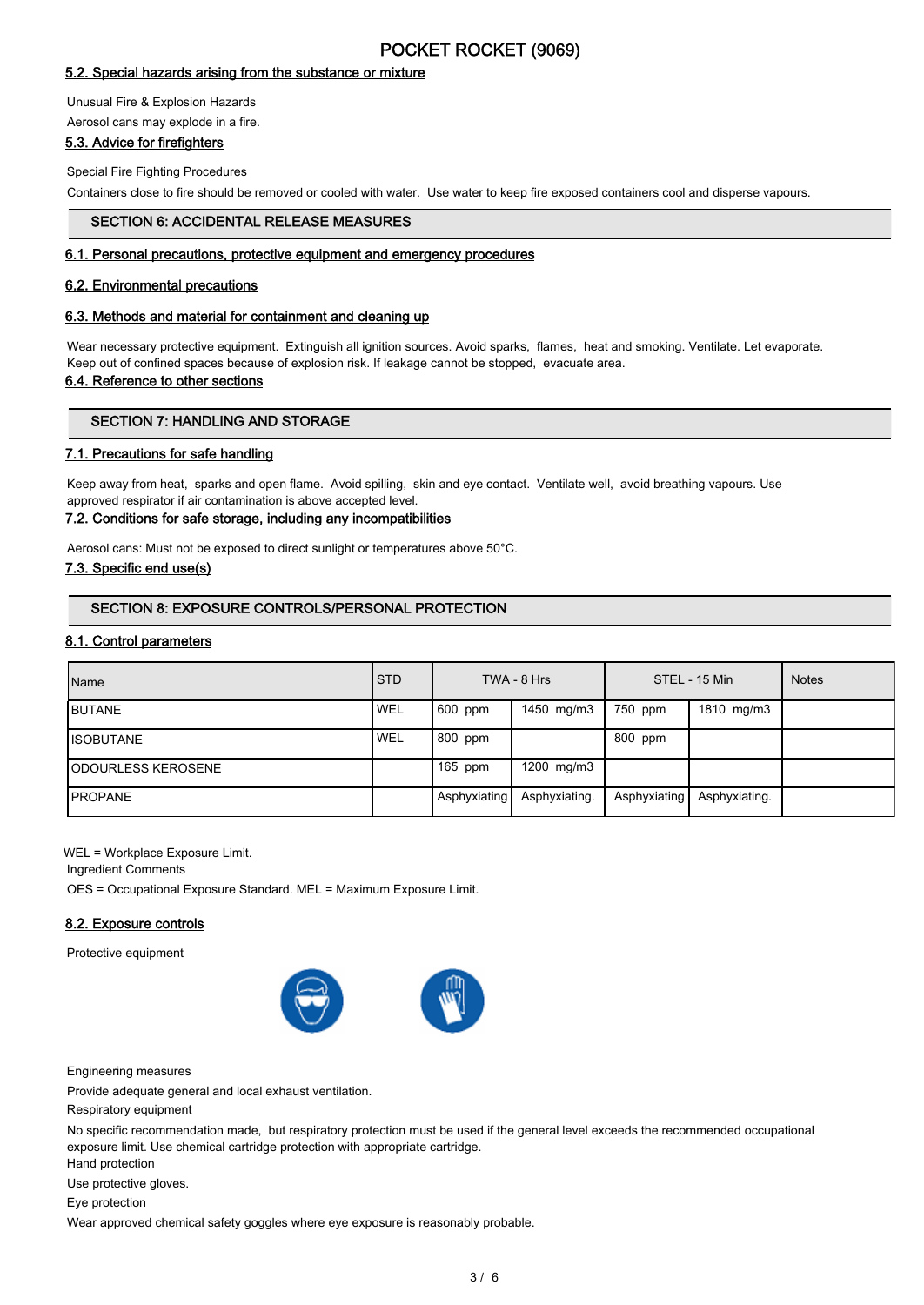## 5.2. Special hazards arising from the substance or mixture

Unusual Fire & Explosion Hazards

Aerosol cans may explode in a fire.

## 5.3. Advice for firefighters

Special Fire Fighting Procedures

Containers close to fire should be removed or cooled with water. Use water to keep fire exposed containers cool and disperse vapours.

# SECTION 6: ACCIDENTAL RELEASE MEASURES

## 6.1. Personal precautions, protective equipment and emergency procedures

## 6.2. Environmental precautions

## 6.3. Methods and material for containment and cleaning up

Wear necessary protective equipment. Extinguish all ignition sources. Avoid sparks, flames, heat and smoking. Ventilate. Let evaporate. Keep out of confined spaces because of explosion risk. If leakage cannot be stopped, evacuate area.

## 6.4. Reference to other sections

# SECTION 7: HANDLING AND STORAGE

## 7.1. Precautions for safe handling

Keep away from heat, sparks and open flame. Avoid spilling, skin and eye contact. Ventilate well, avoid breathing vapours. Use approved respirator if air contamination is above accepted level.

## 7.2. Conditions for safe storage, including any incompatibilities

Aerosol cans: Must not be exposed to direct sunlight or temperatures above 50°C.

## 7.3. Specific end use(s)

# SECTION 8: EXPOSURE CONTROLS/PERSONAL PROTECTION

## 8.1. Control parameters

| Name | STD | TWA - 8 Hrs | | STEL - 15 Min | | Notes |
|---|---|---|---|---|---|---|
| BUTANE | WEL | 600 ppm | 1450 mg/m3 | 750 ppm | 1810 mg/m3 | |
| ISOBUTANE | WEL | 800 ppm | | 800 ppm | | |
| ODOURLESS KEROSENE | | 165 ppm | 1200 mg/m3 | | | |
| PROPANE | | Asphyxiating | Asphyxiating. | Asphyxiating | Asphyxiating. | |

WEL = Workplace Exposure Limit.

Ingredient Comments

OES = Occupational Exposure Standard. MEL = Maximum Exposure Limit.

## 8.2. Exposure controls

Protective equipment

Engineering measures

Provide adequate general and local exhaust ventilation.

Respiratory equipment

No specific recommendation made, but respiratory protection must be used if the general level exceeds the recommended occupational exposure limit. Use chemical cartridge protection with appropriate cartridge.

Hand protection

Use protective gloves.

Eye protection

Wear approved chemical safety goggles where eye exposure is reasonably probable.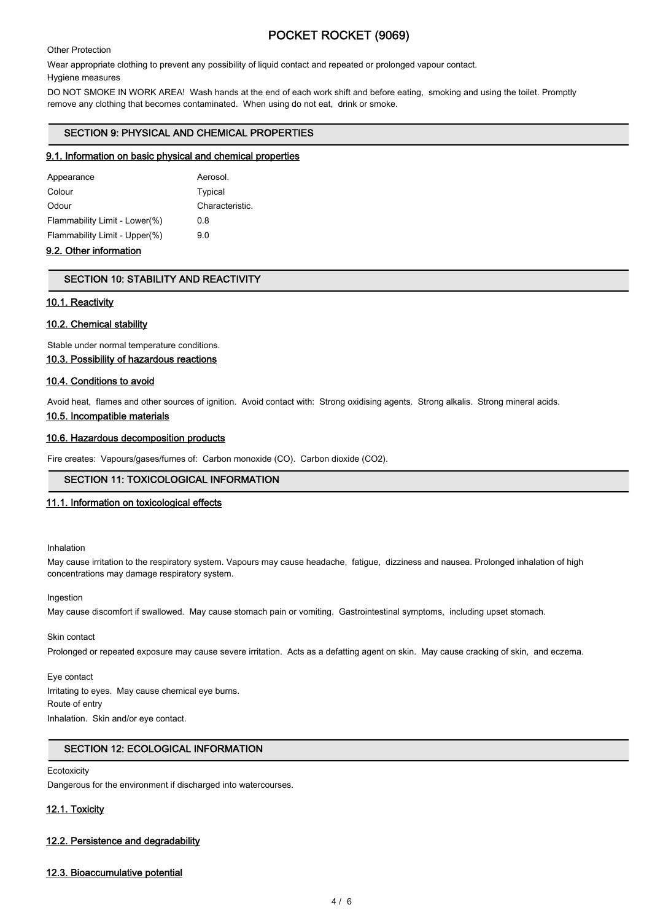Other Protection

Wear appropriate clothing to prevent any possibility of liquid contact and repeated or prolonged vapour contact.

Hygiene measures

DO NOT SMOKE IN WORK AREA! Wash hands at the end of each work shift and before eating, smoking and using the toilet. Promptly remove any clothing that becomes contaminated. When using do not eat, drink or smoke.

## SECTION 9: PHYSICAL AND CHEMICAL PROPERTIES

### 9.1. Information on basic physical and chemical properties

| | |
|---|---|
| Appearance | Aerosol. |
| Colour | Typical |
| Odour | Characteristic. |
| Flammability Limit - Lower(%) | 0.8 |
| Flammability Limit - Upper(%) | 9.0 |

### 9.2. Other information

## SECTION 10: STABILITY AND REACTIVITY

### 10.1. Reactivity

### 10.2. Chemical stability

Stable under normal temperature conditions.

### 10.3. Possibility of hazardous reactions

### 10.4. Conditions to avoid

Avoid heat, flames and other sources of ignition. Avoid contact with: Strong oxidising agents. Strong alkalis. Strong mineral acids.

### 10.5. Incompatible materials

### 10.6. Hazardous decomposition products

Fire creates: Vapours/gases/fumes of: Carbon monoxide (CO). Carbon dioxide ($CO_2$).

## SECTION 11: TOXICOLOGICAL INFORMATION

### 11.1. Information on toxicological effects

Inhalation

May cause irritation to the respiratory system. Vapours may cause headache, fatigue, dizziness and nausea. Prolonged inhalation of high concentrations may damage respiratory system.

Ingestion

May cause discomfort if swallowed. May cause stomach pain or vomiting. Gastrointestinal symptoms, including upset stomach.

Skin contact

Prolonged or repeated exposure may cause severe irritation. Acts as a defatting agent on skin. May cause cracking of skin, and eczema.

Eye contact

Irritating to eyes. May cause chemical eye burns.

Route of entry

Inhalation. Skin and/or eye contact.

## SECTION 12: ECOLOGICAL INFORMATION

Ecotoxicity

Dangerous for the environment if discharged into watercourses.

### 12.1. Toxicity

### 12.2. Persistence and degradability

### 12.3. Bioaccumulative potential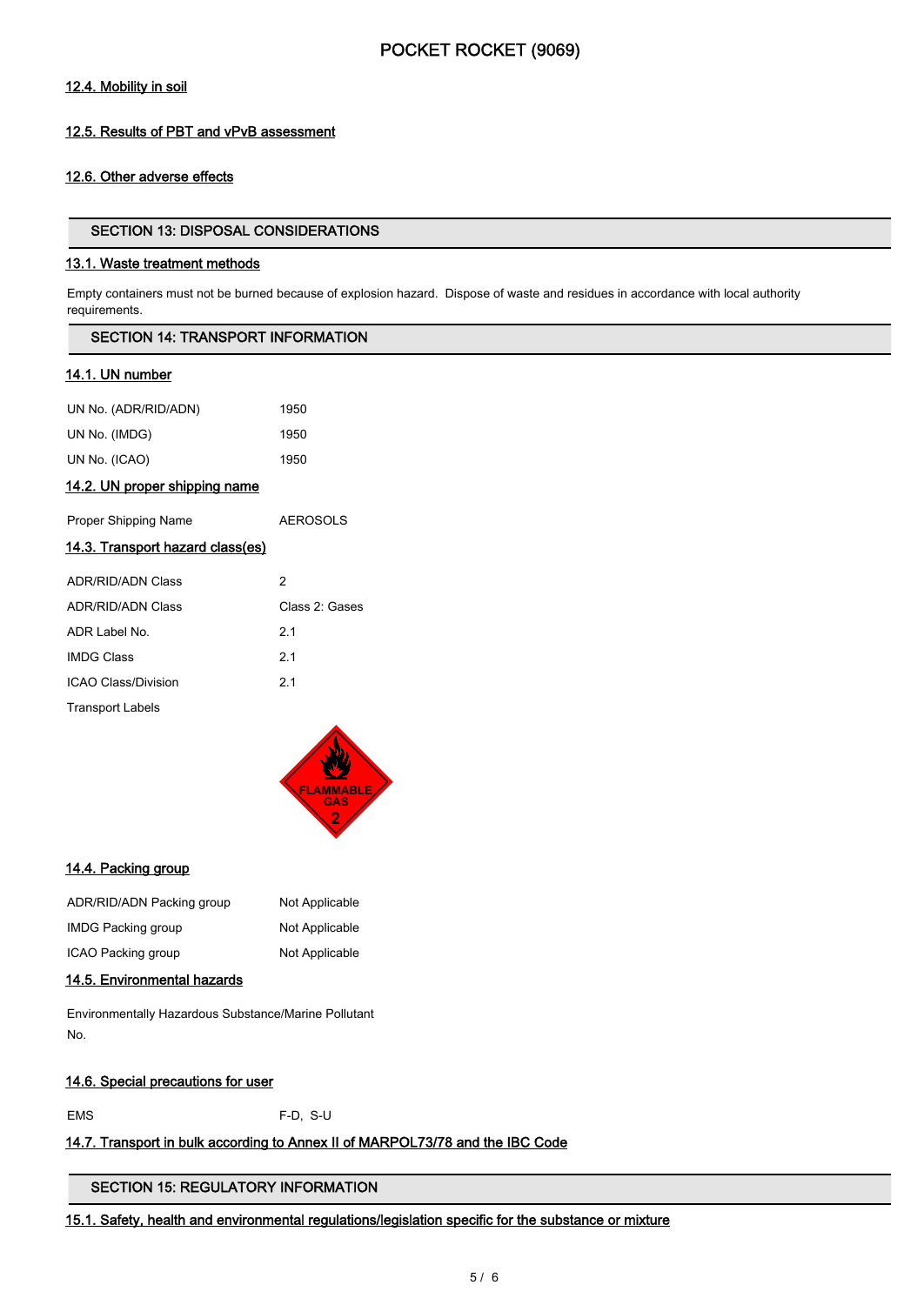#### 12.4. Mobility in soil

#### 12.5. Results of PBT and vPvB assessment

#### 12.6. Other adverse effects

## SECTION 13: DISPOSAL CONSIDERATIONS

#### 13.1. Waste treatment methods

Empty containers must not be burned because of explosion hazard. Dispose of waste and residues in accordance with local authority requirements.

## SECTION 14: TRANSPORT INFORMATION

#### 14.1. UN number

| | |
|---|---|
| UN No. (ADR/RID/ADN) | 1950 |
| UN No. (IMDG) | 1950 |
| UN No. (ICAO) | 1950 |

#### 14.2. UN proper shipping name

| | |
|---|---|
| Proper Shipping Name | AEROSOLS |

#### 14.3. Transport hazard class(es)

| | |
|---|---|
| ADR/RID/ADN Class | 2 |
| ADR/RID/ADN Class | Class 2: Gases |
| ADR Label No. | 2.1 |
| IMDG Class | 2.1 |
| ICAO Class/Division | 2.1 |

Transport Labels

#### 14.4. Packing group

| | |
|---|---|
| ADR/RID/ADN Packing group | Not Applicable |
| IMDG Packing group | Not Applicable |
| ICAO Packing group | Not Applicable |

#### 14.5. Environmental hazards

Environmentally Hazardous Substance/Marine Pollutant

No.

#### 14.6. Special precautions for user

| | |
|---|---|
| EMS | F-D, S-U |

#### 14.7. Transport in bulk according to Annex II of MARPOL73/78 and the IBC Code

## SECTION 15: REGULATORY INFORMATION

#### 15.1. Safety, health and environmental regulations/legislation specific for the substance or mixture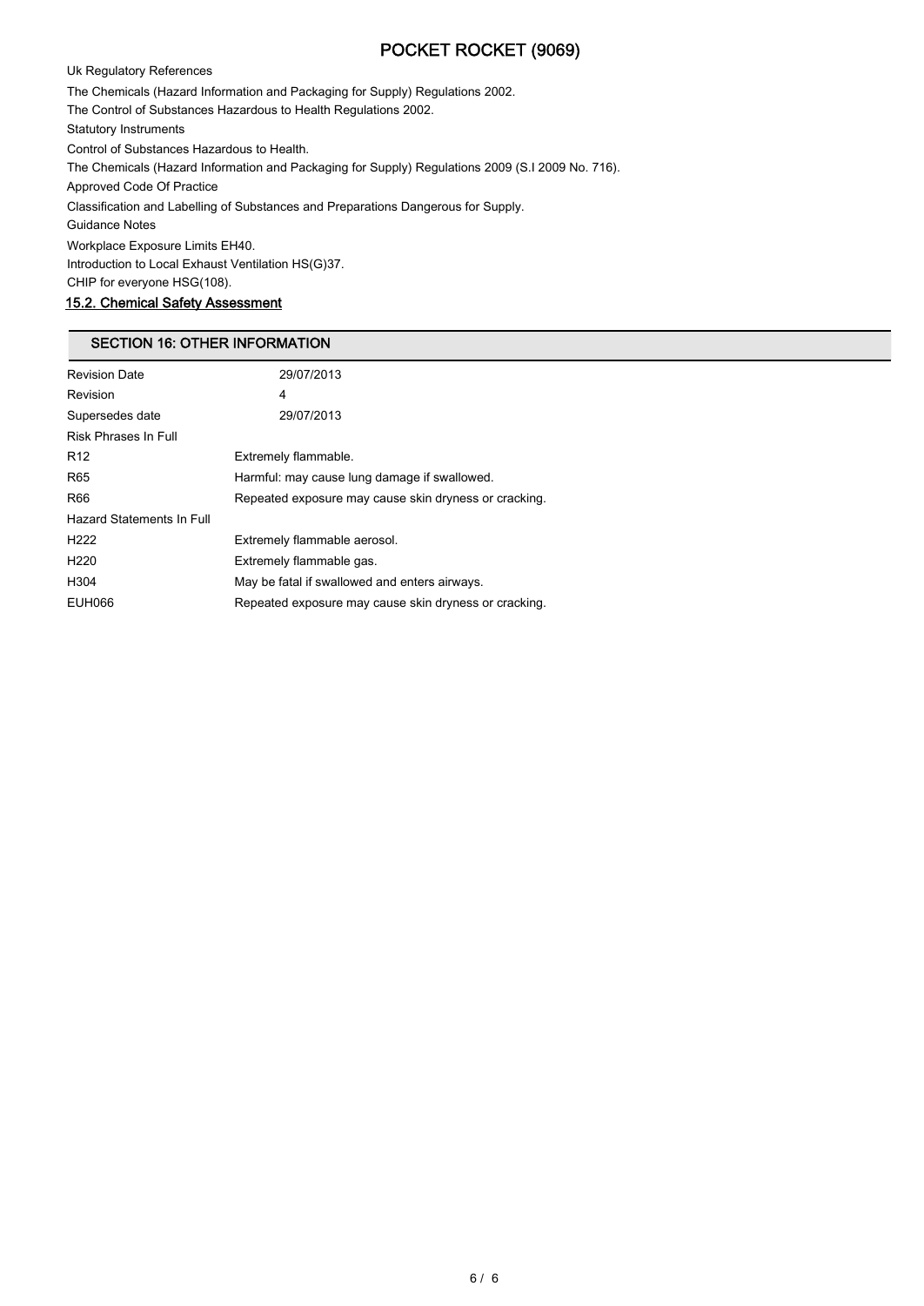Uk Regulatory References

The Chemicals (Hazard Information and Packaging for Supply) Regulations 2002.

The Control of Substances Hazardous to Health Regulations 2002.

Statutory Instruments

Control of Substances Hazardous to Health.

The Chemicals (Hazard Information and Packaging for Supply) Regulations 2009 (S.I 2009 No. 716).

Approved Code Of Practice

Classification and Labelling of Substances and Preparations Dangerous for Supply.

Guidance Notes

Workplace Exposure Limits EH40.

Introduction to Local Exhaust Ventilation HS(G)37.

CHIP for everyone HSG(108).

### 15.2. Chemical Safety Assessment

## SECTION 16: OTHER INFORMATION

| | |
|---|---|
| Revision Date | 29/07/2013 |
| Revision | 4 |
| Supersedes date | 29/07/2013 |
| Risk Phrases In Full | |
| R12 | Extremely flammable. |
| R65 | Harmful: may cause lung damage if swallowed. |
| R66 | Repeated exposure may cause skin dryness or cracking. |
| Hazard Statements In Full | |
| H222 | Extremely flammable aerosol. |
| H220 | Extremely flammable gas. |
| H304 | May be fatal if swallowed and enters airways. |
| EUH066 | Repeated exposure may cause skin dryness or cracking. |